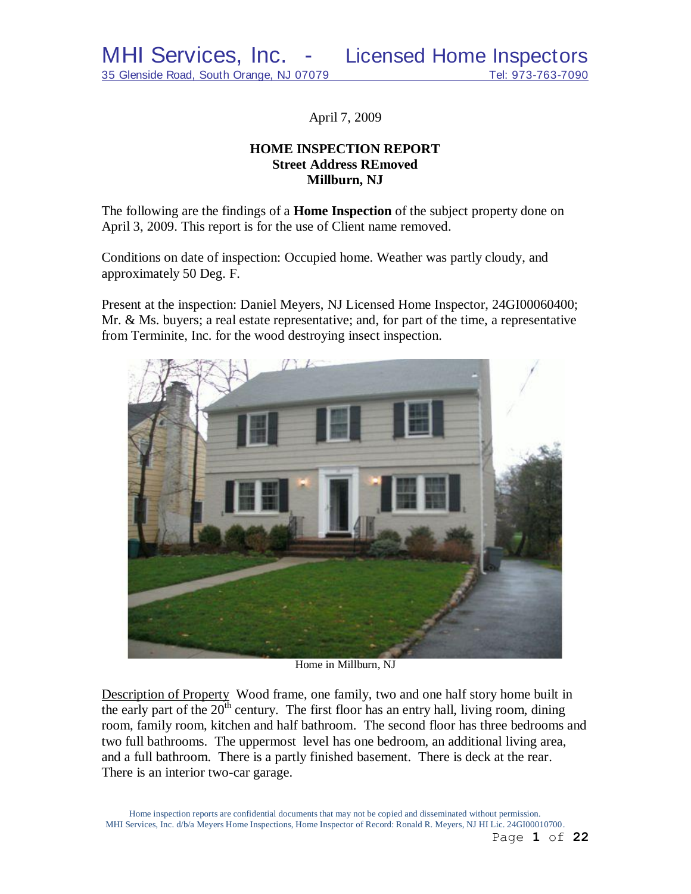MHI Services, Inc. - Licensed Home Inspectors
35 Glenside Road, South Orange, NJ 07079 Tel: 973-763-7090

April 7, 2009

**HOME INSPECTION REPORT**
**Street Address REmoved**
**Millburn, NJ**

The following are the findings of a **Home Inspection** of the subject property done on April 3, 2009. This report is for the use of Client name removed.

Conditions on date of inspection: Occupied home. Weather was partly cloudy, and approximately 50 Deg. F.

Present at the inspection: Daniel Meyers, NJ Licensed Home Inspector, 24GI00060400; Mr. & Ms. buyers; a real estate representative; and, for part of the time, a representative from Terminite, Inc. for the wood destroying insect inspection.

Home in Millburn, NJ

Description of Property Wood frame, one family, two and one half story home built in the early part of the 20th century. The first floor has an entry hall, living room, dining room, family room, kitchen and half bathroom. The second floor has three bedrooms and two full bathrooms. The uppermost level has one bedroom, an additional living area, and a full bathroom. There is a partly finished basement. There is deck at the rear. There is an interior two-car garage.

Home inspection reports are confidential documents that may not be copied and disseminated without permission.
MHI Services, Inc. d/b/a Meyers Home Inspections, Home Inspector of Record: Ronald R. Meyers, NJ HI Lic. 24GI00010700.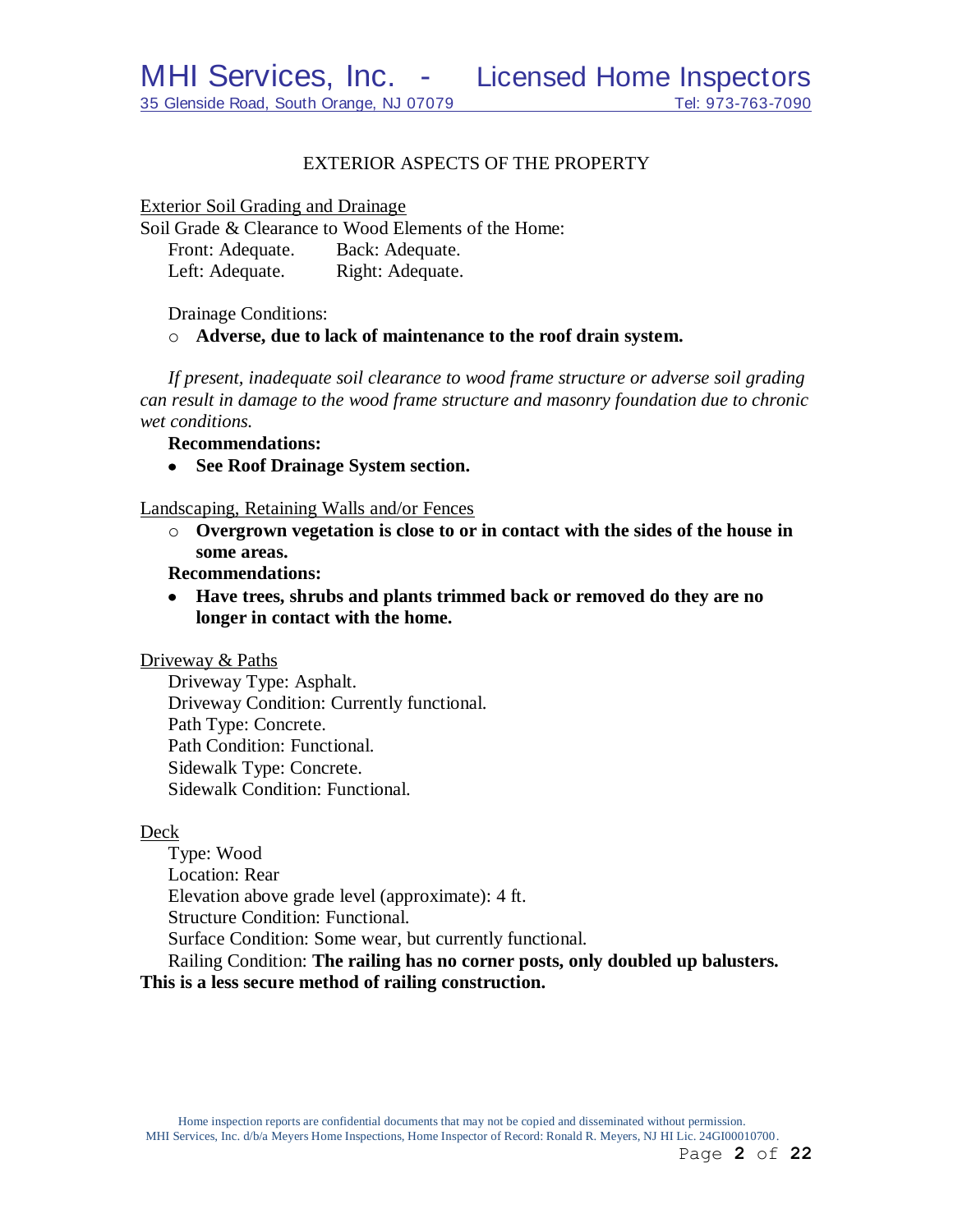## EXTERIOR ASPECTS OF THE PROPERTY

Exterior Soil Grading and Drainage

Soil Grade & Clearance to Wood Elements of the Home:

Front: Adequate. Back: Adequate.
Left: Adequate. Right: Adequate.

Drainage Conditions:

- **Adverse, due to lack of maintenance to the roof drain system.**

*If present, inadequate soil clearance to wood frame structure or adverse soil grading can result in damage to the wood frame structure and masonry foundation due to chronic wet conditions.*

**Recommendations:**

- **See Roof Drainage System section.**

Landscaping, Retaining Walls and/or Fences

- **Overgrown vegetation is close to or in contact with the sides of the house in some areas.**

**Recommendations:**

- **Have trees, shrubs and plants trimmed back or removed do they are no longer in contact with the home.**

Driveway & Paths

Driveway Type: Asphalt.
Driveway Condition: Currently functional.
Path Type: Concrete.
Path Condition: Functional.
Sidewalk Type: Concrete.
Sidewalk Condition: Functional.

Deck

Type: Wood
Location: Rear
Elevation above grade level (approximate): 4 ft.
Structure Condition: Functional.
Surface Condition: Some wear, but currently functional.
Railing Condition: **The railing has no corner posts, only doubled up balusters. This is a less secure method of railing construction.**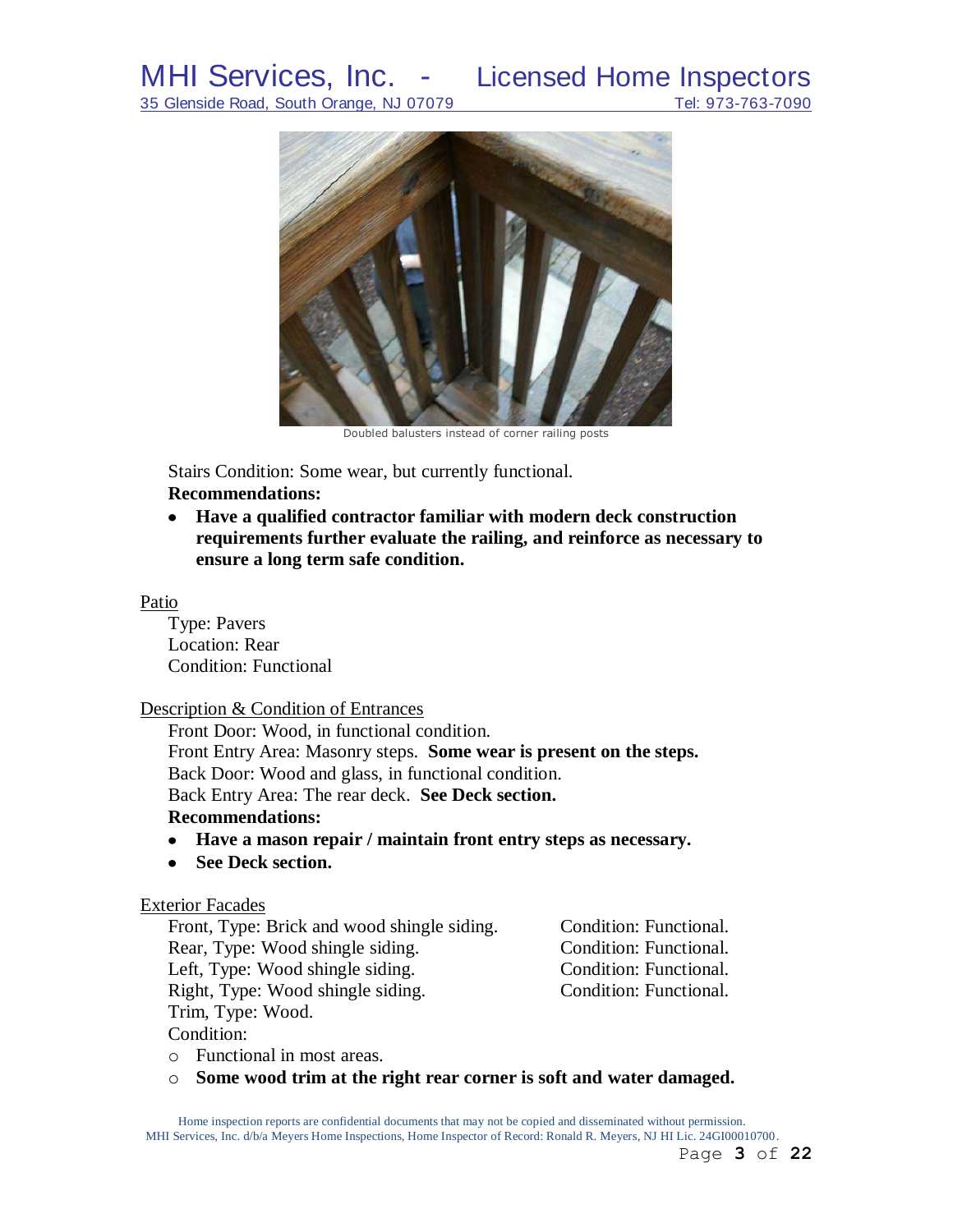Doubled balusters instead of corner railing posts

Stairs Condition: Some wear, but currently functional.

**Recommendations:**

- **Have a qualified contractor familiar with modern deck construction requirements further evaluate the railing, and reinforce as necessary to ensure a long term safe condition.**

Patio

Type: Pavers
Location: Rear
Condition: Functional

Description & Condition of Entrances

Front Door: Wood, in functional condition.
Front Entry Area: Masonry steps. **Some wear is present on the steps.**
Back Door: Wood and glass, in functional condition.
Back Entry Area: The rear deck. **See Deck section.**

**Recommendations:**

- **Have a mason repair / maintain front entry steps as necessary.**
- **See Deck section.**

Exterior Facades

| | |
|---|---|
| Front, Type: Brick and wood shingle siding. | Condition: Functional. |
| Rear, Type: Wood shingle siding. | Condition: Functional. |
| Left, Type: Wood shingle siding. | Condition: Functional. |
| Right, Type: Wood shingle siding. | Condition: Functional. |

Trim, Type: Wood.
Condition:

- Functional in most areas.
- **Some wood trim at the right rear corner is soft and water damaged.**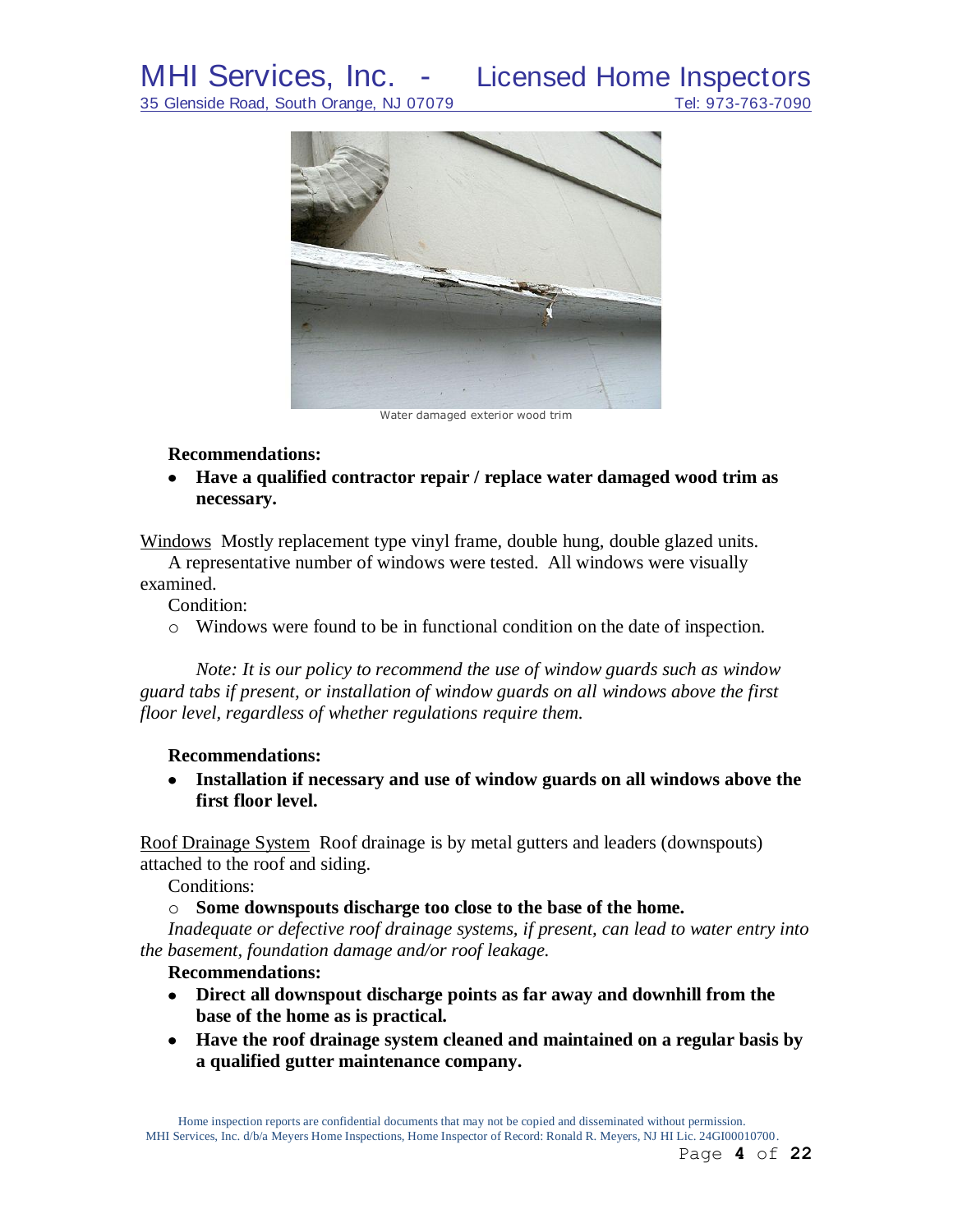Water damaged exterior wood trim

**Recommendations:**

- **Have a qualified contractor repair / replace water damaged wood trim as necessary.**

Windows  Mostly replacement type vinyl frame, double hung, double glazed units.

A representative number of windows were tested.  All windows were visually examined.

Condition:

- Windows were found to be in functional condition on the date of inspection.

*Note: It is our policy to recommend the use of window guards such as window guard tabs if present, or installation of window guards on all windows above the first floor level, regardless of whether regulations require them.*

**Recommendations:**

- **Installation if necessary and use of window guards on all windows above the first floor level.**

Roof Drainage System  Roof drainage is by metal gutters and leaders (downspouts) attached to the roof and siding.

Conditions:

- **Some downspouts discharge too close to the base of the home.**

*Inadequate or defective roof drainage systems, if present, can lead to water entry into the basement, foundation damage and/or roof leakage.*

**Recommendations:**

- **Direct all downspout discharge points as far away and downhill from the base of the home as is practical.**
- **Have the roof drainage system cleaned and maintained on a regular basis by a qualified gutter maintenance company.**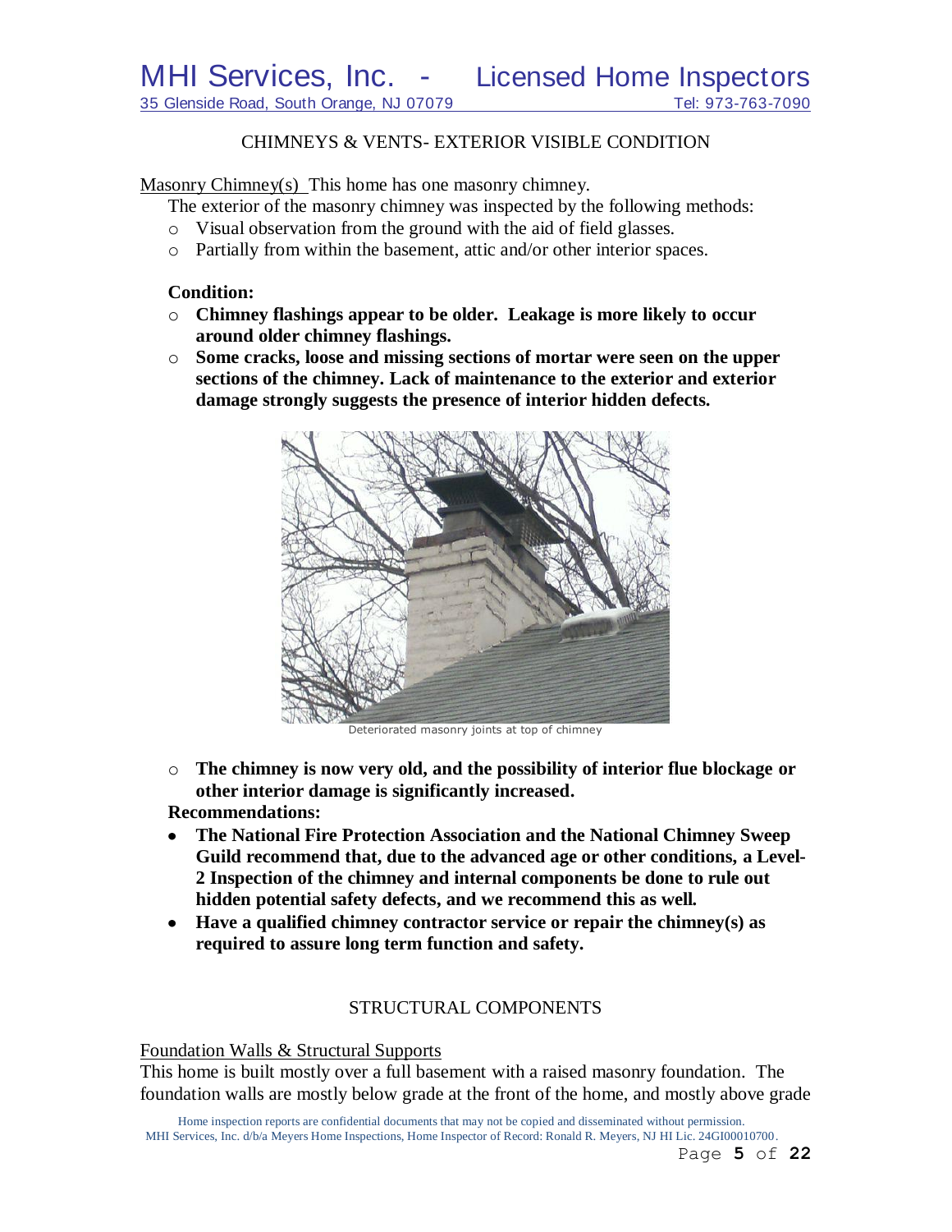## CHIMNEYS & VENTS- EXTERIOR VISIBLE CONDITION

Masonry Chimney(s) This home has one masonry chimney.

The exterior of the masonry chimney was inspected by the following methods:

- Visual observation from the ground with the aid of field glasses.
- Partially from within the basement, attic and/or other interior spaces.

**Condition:**

- **Chimney flashings appear to be older. Leakage is more likely to occur around older chimney flashings.**
- **Some cracks, loose and missing sections of mortar were seen on the upper sections of the chimney. Lack of maintenance to the exterior and exterior damage strongly suggests the presence of interior hidden defects.**

Deteriorated masonry joints at top of chimney

- **The chimney is now very old, and the possibility of interior flue blockage or other interior damage is significantly increased.**

**Recommendations:**

- **The National Fire Protection Association and the National Chimney Sweep Guild recommend that, due to the advanced age or other conditions, a Level-2 Inspection of the chimney and internal components be done to rule out hidden potential safety defects, and we recommend this as well.**
- **Have a qualified chimney contractor service or repair the chimney(s) as required to assure long term function and safety.**

## STRUCTURAL COMPONENTS

Foundation Walls & Structural Supports

This home is built mostly over a full basement with a raised masonry foundation. The foundation walls are mostly below grade at the front of the home, and mostly above grade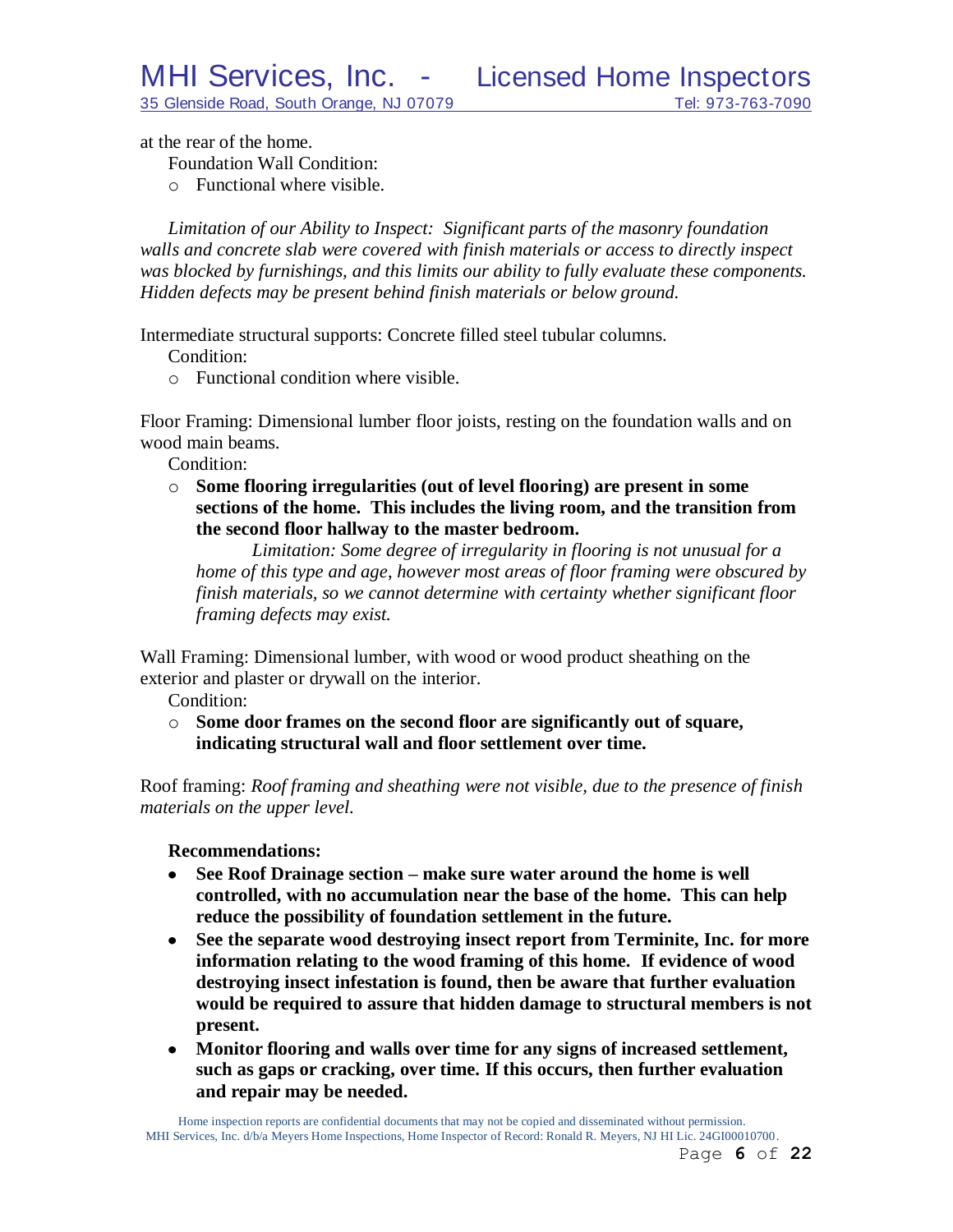at the rear of the home.

Foundation Wall Condition:

- Functional where visible.

*Limitation of our Ability to Inspect: Significant parts of the masonry foundation walls and concrete slab were covered with finish materials or access to directly inspect was blocked by furnishings, and this limits our ability to fully evaluate these components. Hidden defects may be present behind finish materials or below ground.*

Intermediate structural supports: Concrete filled steel tubular columns.

Condition:

- Functional condition where visible.

Floor Framing: Dimensional lumber floor joists, resting on the foundation walls and on wood main beams.

Condition:

- **Some flooring irregularities (out of level flooring) are present in some sections of the home. This includes the living room, and the transition from the second floor hallway to the master bedroom.**

  *Limitation: Some degree of irregularity in flooring is not unusual for a home of this type and age, however most areas of floor framing were obscured by finish materials, so we cannot determine with certainty whether significant floor framing defects may exist.*

Wall Framing: Dimensional lumber, with wood or wood product sheathing on the exterior and plaster or drywall on the interior.

Condition:

- **Some door frames on the second floor are significantly out of square, indicating structural wall and floor settlement over time.**

Roof framing: *Roof framing and sheathing were not visible, due to the presence of finish materials on the upper level.*

**Recommendations:**

- **See Roof Drainage section – make sure water around the home is well controlled, with no accumulation near the base of the home. This can help reduce the possibility of foundation settlement in the future.**
- **See the separate wood destroying insect report from Terminite, Inc. for more information relating to the wood framing of this home. If evidence of wood destroying insect infestation is found, then be aware that further evaluation would be required to assure that hidden damage to structural members is not present.**
- **Monitor flooring and walls over time for any signs of increased settlement, such as gaps or cracking, over time. If this occurs, then further evaluation and repair may be needed.**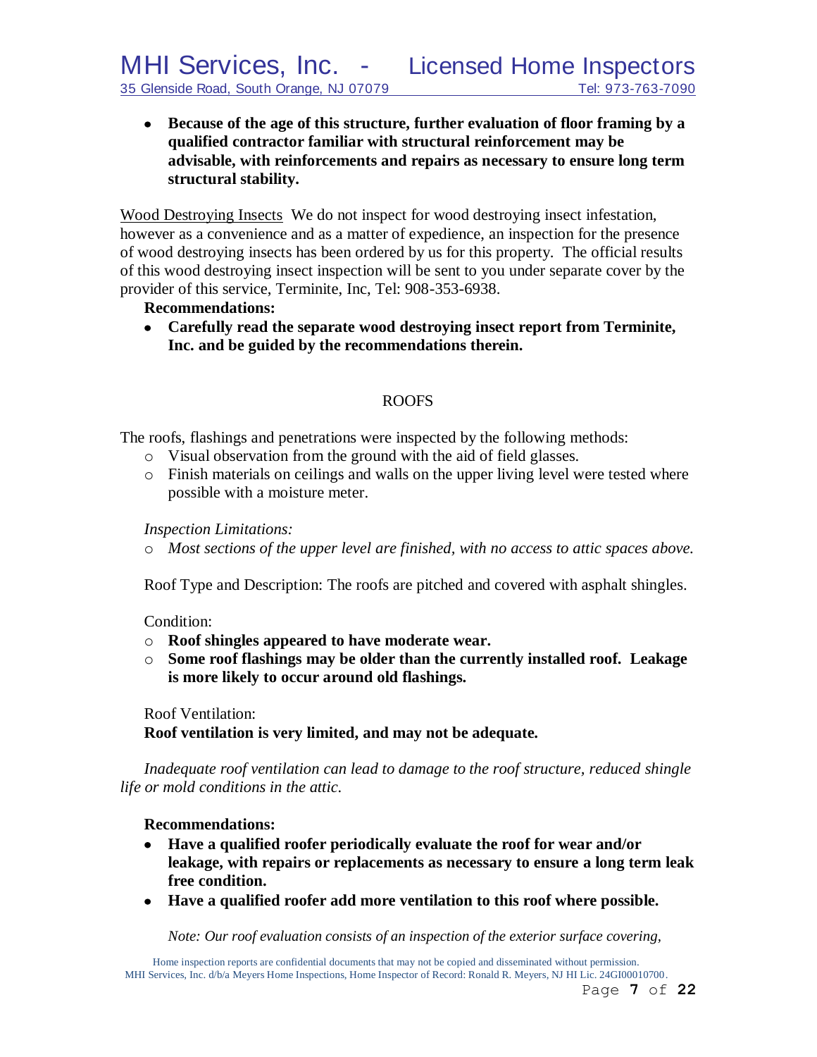- **Because of the age of this structure, further evaluation of floor framing by a qualified contractor familiar with structural reinforcement may be advisable, with reinforcements and repairs as necessary to ensure long term structural stability.**

Wood Destroying Insects  We do not inspect for wood destroying insect infestation, however as a convenience and as a matter of expedience, an inspection for the presence of wood destroying insects has been ordered by us for this property. The official results of this wood destroying insect inspection will be sent to you under separate cover by the provider of this service, Terminite, Inc, Tel: 908-353-6938.

**Recommendations:**

- **Carefully read the separate wood destroying insect report from Terminite, Inc. and be guided by the recommendations therein.**

## ROOFS

The roofs, flashings and penetrations were inspected by the following methods:

- Visual observation from the ground with the aid of field glasses.
- Finish materials on ceilings and walls on the upper living level were tested where possible with a moisture meter.

*Inspection Limitations:*

- *Most sections of the upper level are finished, with no access to attic spaces above.*

Roof Type and Description: The roofs are pitched and covered with asphalt shingles.

Condition:

- **Roof shingles appeared to have moderate wear.**
- **Some roof flashings may be older than the currently installed roof. Leakage is more likely to occur around old flashings.**

Roof Ventilation:
**Roof ventilation is very limited, and may not be adequate.**

*Inadequate roof ventilation can lead to damage to the roof structure, reduced shingle life or mold conditions in the attic.*

**Recommendations:**

- **Have a qualified roofer periodically evaluate the roof for wear and/or leakage, with repairs or replacements as necessary to ensure a long term leak free condition.**
- **Have a qualified roofer add more ventilation to this roof where possible.**

*Note: Our roof evaluation consists of an inspection of the exterior surface covering,*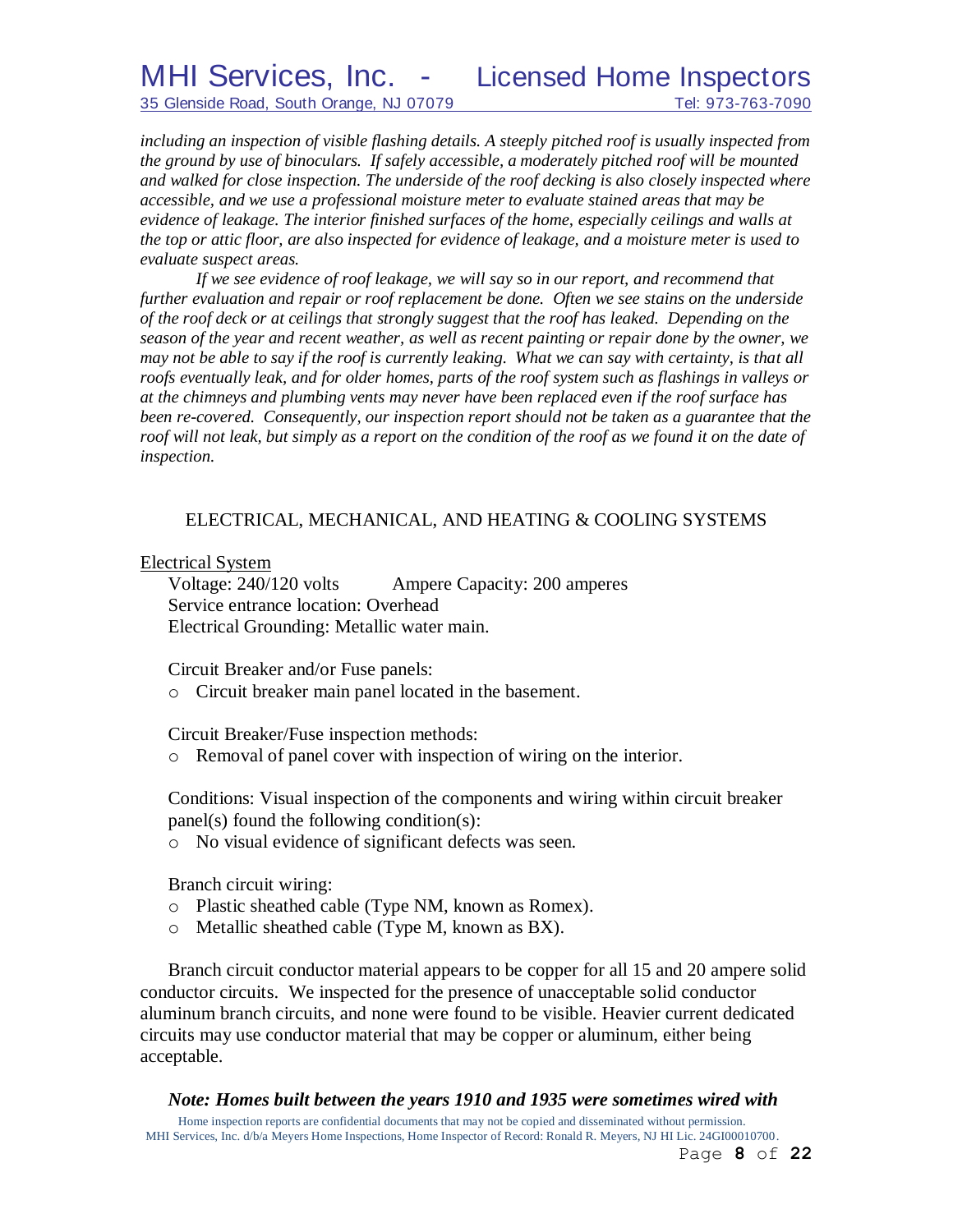*including an inspection of visible flashing details. A steeply pitched roof is usually inspected from the ground by use of binoculars. If safely accessible, a moderately pitched roof will be mounted and walked for close inspection. The underside of the roof decking is also closely inspected where accessible, and we use a professional moisture meter to evaluate stained areas that may be evidence of leakage. The interior finished surfaces of the home, especially ceilings and walls at the top or attic floor, are also inspected for evidence of leakage, and a moisture meter is used to evaluate suspect areas.*

*If we see evidence of roof leakage, we will say so in our report, and recommend that further evaluation and repair or roof replacement be done. Often we see stains on the underside of the roof deck or at ceilings that strongly suggest that the roof has leaked. Depending on the season of the year and recent weather, as well as recent painting or repair done by the owner, we may not be able to say if the roof is currently leaking. What we can say with certainty, is that all roofs eventually leak, and for older homes, parts of the roof system such as flashings in valleys or at the chimneys and plumbing vents may never have been replaced even if the roof surface has been re-covered. Consequently, our inspection report should not be taken as a guarantee that the roof will not leak, but simply as a report on the condition of the roof as we found it on the date of inspection.*

## ELECTRICAL, MECHANICAL, AND HEATING & COOLING SYSTEMS

### Electrical System

Voltage: 240/120 volts  Ampere Capacity: 200 amperes
Service entrance location: Overhead
Electrical Grounding: Metallic water main.

Circuit Breaker and/or Fuse panels:

- Circuit breaker main panel located in the basement.

Circuit Breaker/Fuse inspection methods:

- Removal of panel cover with inspection of wiring on the interior.

Conditions: Visual inspection of the components and wiring within circuit breaker panel(s) found the following condition(s):

- No visual evidence of significant defects was seen.

Branch circuit wiring:

- Plastic sheathed cable (Type NM, known as Romex).
- Metallic sheathed cable (Type M, known as BX).

Branch circuit conductor material appears to be copper for all 15 and 20 ampere solid conductor circuits. We inspected for the presence of unacceptable solid conductor aluminum branch circuits, and none were found to be visible. Heavier current dedicated circuits may use conductor material that may be copper or aluminum, either being acceptable.

***Note: Homes built between the years 1910 and 1935 were sometimes wired with***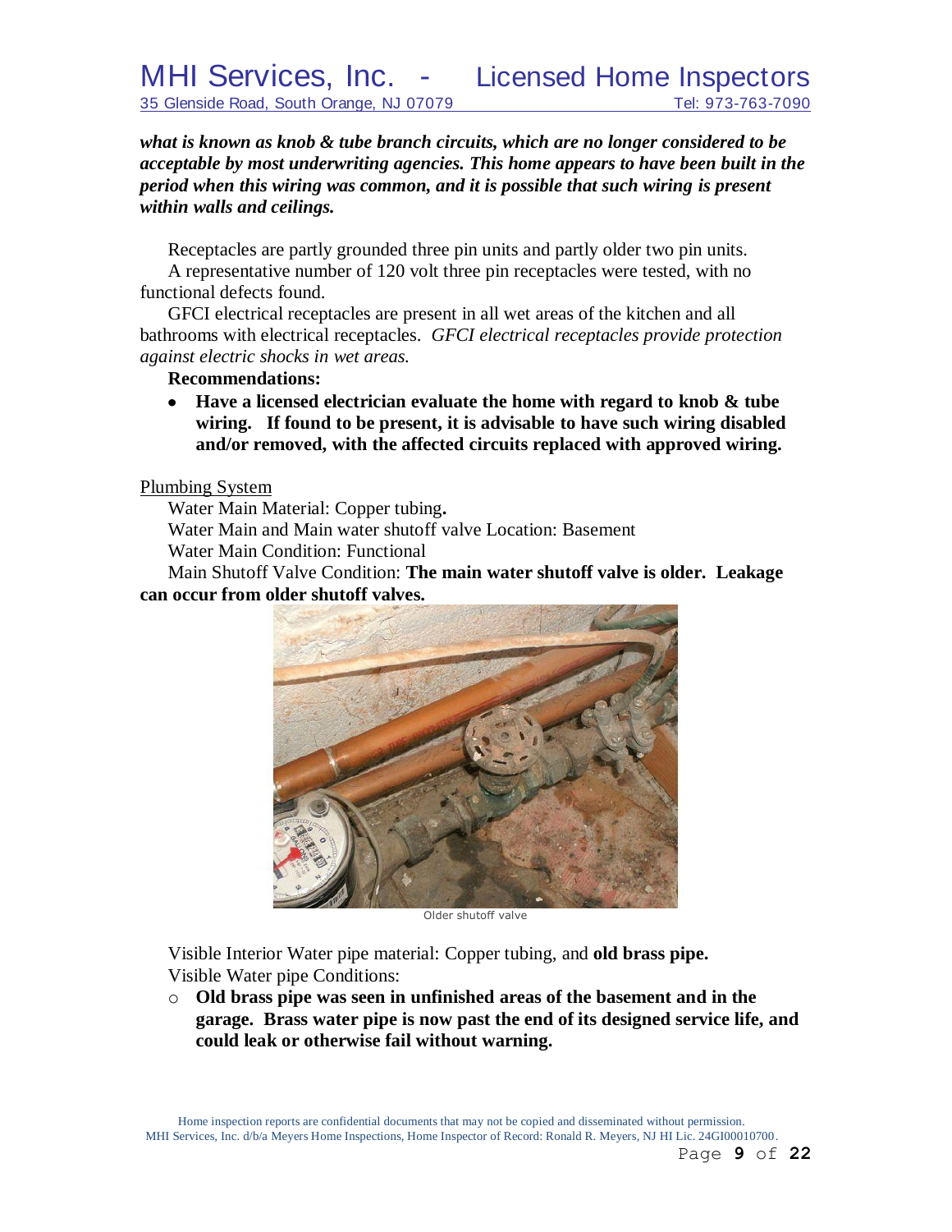***what is known as knob & tube branch circuits, which are no longer considered to be acceptable by most underwriting agencies. This home appears to have been built in the period when this wiring was common, and it is possible that such wiring is present within walls and ceilings.***

Receptacles are partly grounded three pin units and partly older two pin units.

A representative number of 120 volt three pin receptacles were tested, with no functional defects found.

GFCI electrical receptacles are present in all wet areas of the kitchen and all bathrooms with electrical receptacles. *GFCI electrical receptacles provide protection against electric shocks in wet areas.*

**Recommendations:**

- **Have a licensed electrician evaluate the home with regard to knob & tube wiring. If found to be present, it is advisable to have such wiring disabled and/or removed, with the affected circuits replaced with approved wiring.**

Plumbing System

Water Main Material: Copper tubing**.**

Water Main and Main water shutoff valve Location: Basement

Water Main Condition: Functional

Main Shutoff Valve Condition: **The main water shutoff valve is older. Leakage can occur from older shutoff valves.**

Older shutoff valve

Visible Interior Water pipe material: Copper tubing, and **old brass pipe.**

Visible Water pipe Conditions:

- **Old brass pipe was seen in unfinished areas of the basement and in the garage. Brass water pipe is now past the end of its designed service life, and could leak or otherwise fail without warning.**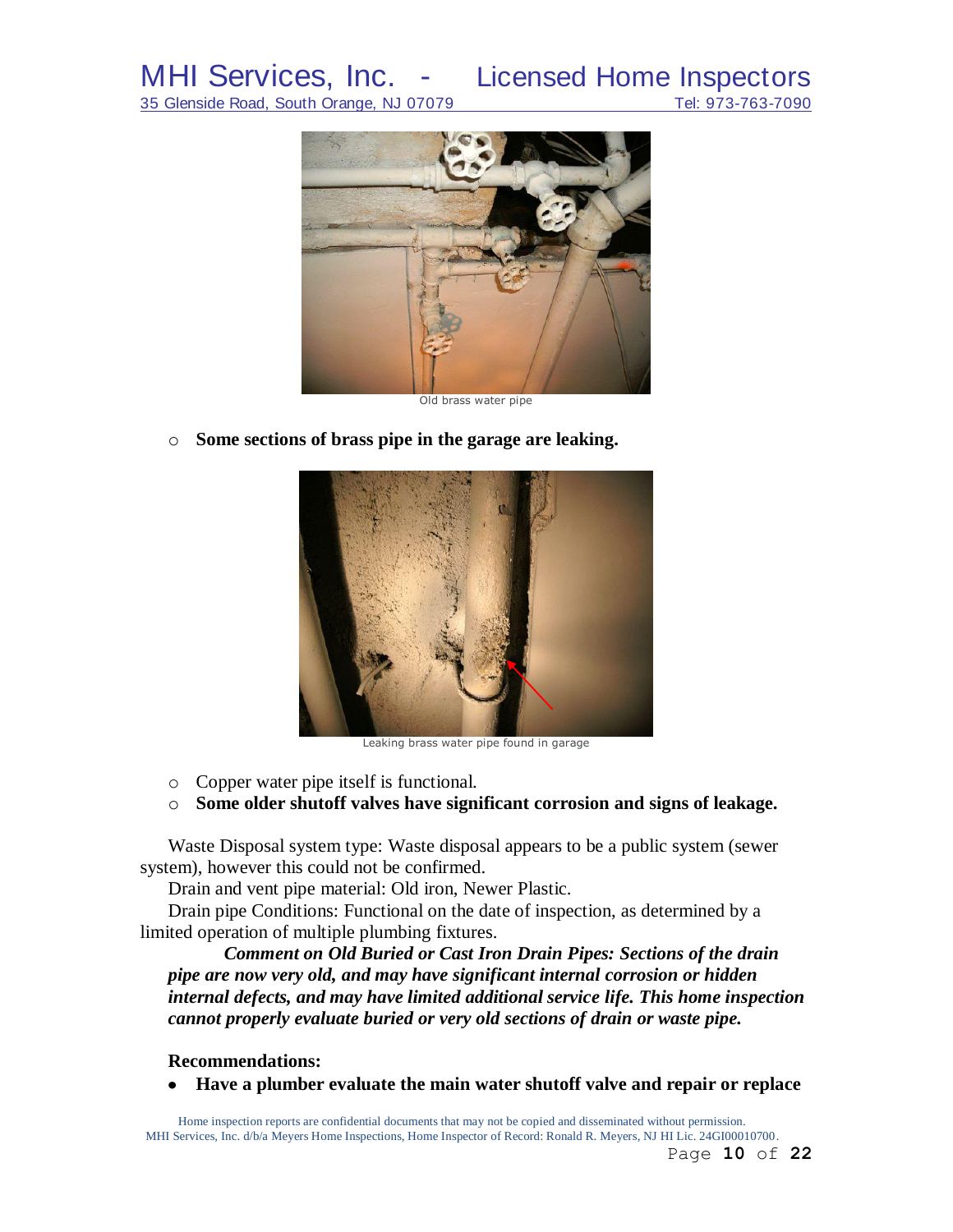Old brass water pipe

- **Some sections of brass pipe in the garage are leaking.**

Leaking brass water pipe found in garage

- Copper water pipe itself is functional.
- **Some older shutoff valves have significant corrosion and signs of leakage.**

Waste Disposal system type: Waste disposal appears to be a public system (sewer system), however this could not be confirmed.

Drain and vent pipe material: Old iron, Newer Plastic.

Drain pipe Conditions: Functional on the date of inspection, as determined by a limited operation of multiple plumbing fixtures.

***Comment on Old Buried or Cast Iron Drain Pipes: Sections of the drain pipe are now very old, and may have significant internal corrosion or hidden internal defects, and may have limited additional service life. This home inspection cannot properly evaluate buried or very old sections of drain or waste pipe.***

**Recommendations:**

- **Have a plumber evaluate the main water shutoff valve and repair or replace**

Home inspection reports are confidential documents that may not be copied and disseminated without permission.
MHI Services, Inc. d/b/a Meyers Home Inspections, Home Inspector of Record: Ronald R. Meyers, NJ HI Lic. 24GI00010700.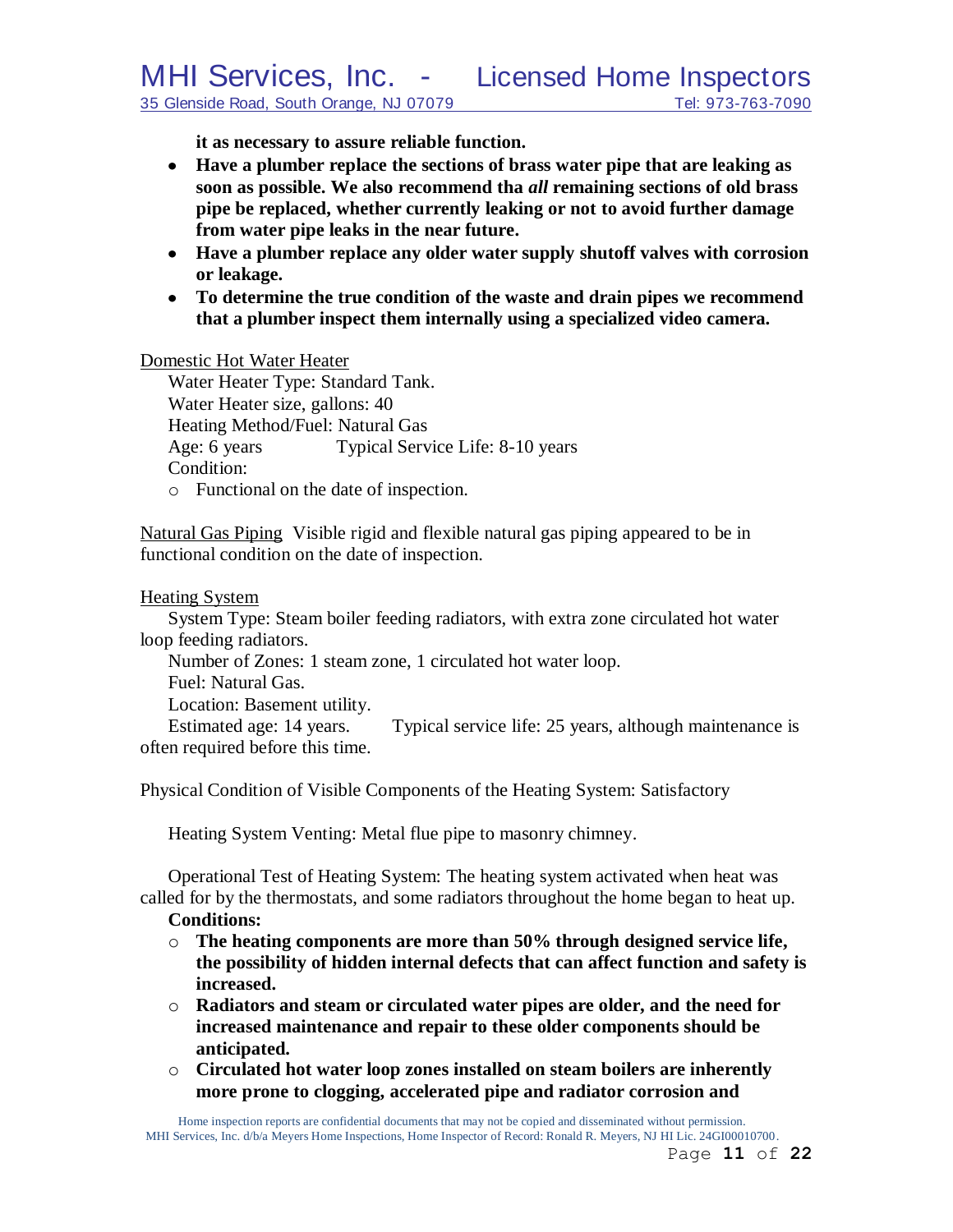**it as necessary to assure reliable function.**

- **Have a plumber replace the sections of brass water pipe that are leaking as soon as possible. We also recommend tha *all* remaining sections of old brass pipe be replaced, whether currently leaking or not to avoid further damage from water pipe leaks in the near future.**
- **Have a plumber replace any older water supply shutoff valves with corrosion or leakage.**
- **To determine the true condition of the waste and drain pipes we recommend that a plumber inspect them internally using a specialized video camera.**

Domestic Hot Water Heater

Water Heater Type: Standard Tank.
Water Heater size, gallons: 40
Heating Method/Fuel: Natural Gas
Age: 6 years Typical Service Life: 8-10 years
Condition:

- Functional on the date of inspection.

Natural Gas Piping Visible rigid and flexible natural gas piping appeared to be in functional condition on the date of inspection.

Heating System

System Type: Steam boiler feeding radiators, with extra zone circulated hot water loop feeding radiators.

Number of Zones: 1 steam zone, 1 circulated hot water loop.

Fuel: Natural Gas.

Location: Basement utility.

Estimated age: 14 years. Typical service life: 25 years, although maintenance is often required before this time.

Physical Condition of Visible Components of the Heating System: Satisfactory

Heating System Venting: Metal flue pipe to masonry chimney.

Operational Test of Heating System: The heating system activated when heat was called for by the thermostats, and some radiators throughout the home began to heat up.

**Conditions:**

- **The heating components are more than 50% through designed service life, the possibility of hidden internal defects that can affect function and safety is increased.**
- **Radiators and steam or circulated water pipes are older, and the need for increased maintenance and repair to these older components should be anticipated.**
- **Circulated hot water loop zones installed on steam boilers are inherently more prone to clogging, accelerated pipe and radiator corrosion and**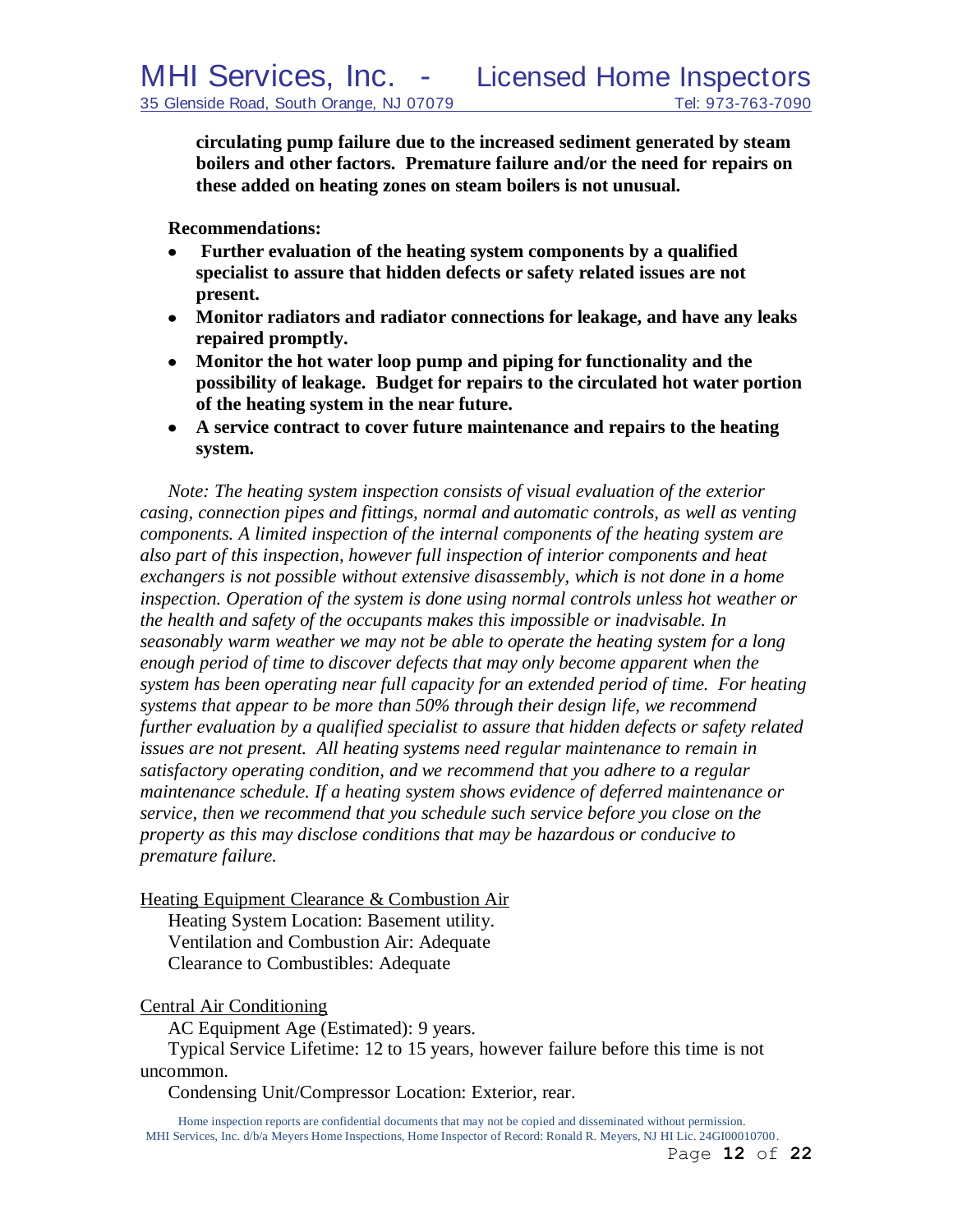**circulating pump failure due to the increased sediment generated by steam boilers and other factors. Premature failure and/or the need for repairs on these added on heating zones on steam boilers is not unusual.**

**Recommendations:**

- **Further evaluation of the heating system components by a qualified specialist to assure that hidden defects or safety related issues are not present.**
- **Monitor radiators and radiator connections for leakage, and have any leaks repaired promptly.**
- **Monitor the hot water loop pump and piping for functionality and the possibility of leakage. Budget for repairs to the circulated hot water portion of the heating system in the near future.**
- **A service contract to cover future maintenance and repairs to the heating system.**

*Note: The heating system inspection consists of visual evaluation of the exterior casing, connection pipes and fittings, normal and automatic controls, as well as venting components. A limited inspection of the internal components of the heating system are also part of this inspection, however full inspection of interior components and heat exchangers is not possible without extensive disassembly, which is not done in a home inspection. Operation of the system is done using normal controls unless hot weather or the health and safety of the occupants makes this impossible or inadvisable. In seasonably warm weather we may not be able to operate the heating system for a long enough period of time to discover defects that may only become apparent when the system has been operating near full capacity for an extended period of time. For heating systems that appear to be more than 50% through their design life, we recommend further evaluation by a qualified specialist to assure that hidden defects or safety related issues are not present. All heating systems need regular maintenance to remain in satisfactory operating condition, and we recommend that you adhere to a regular maintenance schedule. If a heating system shows evidence of deferred maintenance or service, then we recommend that you schedule such service before you close on the property as this may disclose conditions that may be hazardous or conducive to premature failure.*

Heating Equipment Clearance & Combustion Air

Heating System Location: Basement utility.
Ventilation and Combustion Air: Adequate
Clearance to Combustibles: Adequate

Central Air Conditioning

AC Equipment Age (Estimated): 9 years.
Typical Service Lifetime: 12 to 15 years, however failure before this time is not uncommon.
Condensing Unit/Compressor Location: Exterior, rear.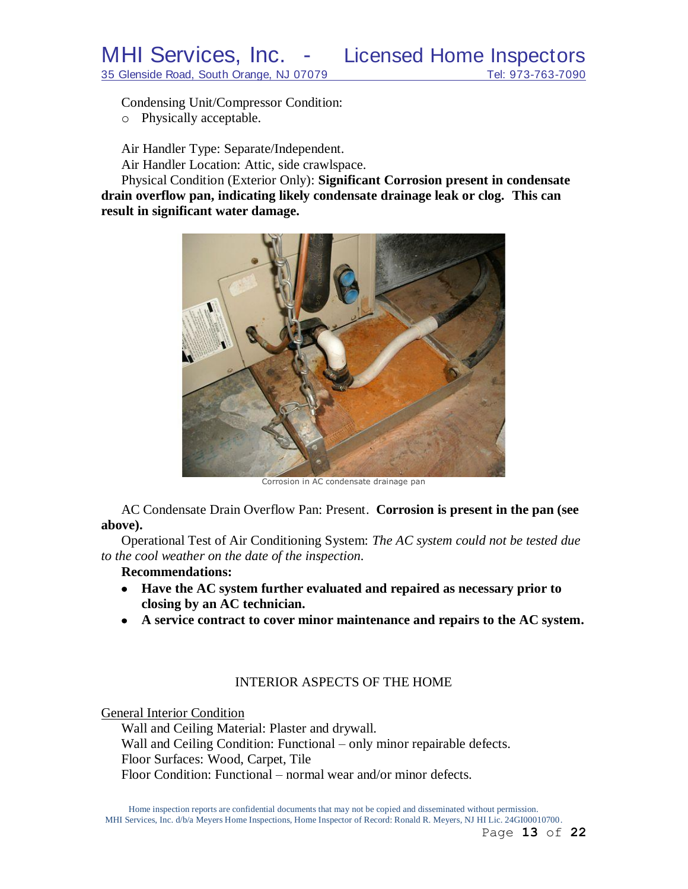Condensing Unit/Compressor Condition:

- Physically acceptable.

Air Handler Type: Separate/Independent.

Air Handler Location: Attic, side crawlspace.

Physical Condition (Exterior Only): **Significant Corrosion present in condensate drain overflow pan, indicating likely condensate drainage leak or clog. This can result in significant water damage.**

Corrosion in AC condensate drainage pan

AC Condensate Drain Overflow Pan: Present. **Corrosion is present in the pan (see above).**

Operational Test of Air Conditioning System: *The AC system could not be tested due to the cool weather on the date of the inspection.*

**Recommendations:**

- **Have the AC system further evaluated and repaired as necessary prior to closing by an AC technician.**
- **A service contract to cover minor maintenance and repairs to the AC system.**

## INTERIOR ASPECTS OF THE HOME

<u>General Interior Condition</u>

Wall and Ceiling Material: Plaster and drywall.

Wall and Ceiling Condition: Functional – only minor repairable defects.

Floor Surfaces: Wood, Carpet, Tile

Floor Condition: Functional – normal wear and/or minor defects.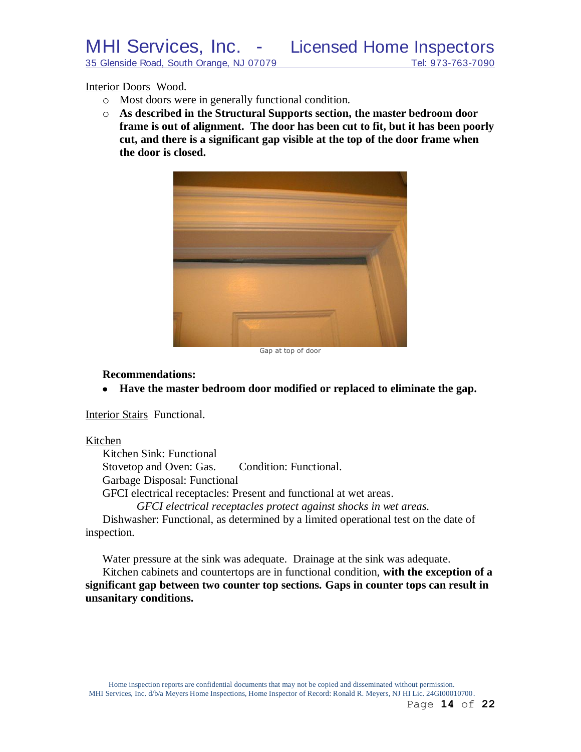Interior Doors Wood.

- Most doors were in generally functional condition.
- **As described in the Structural Supports section, the master bedroom door frame is out of alignment. The door has been cut to fit, but it has been poorly cut, and there is a significant gap visible at the top of the door frame when the door is closed.**

Gap at top of door

**Recommendations:**

- **Have the master bedroom door modified or replaced to eliminate the gap.**

Interior Stairs Functional.

Kitchen

Kitchen Sink: Functional
Stovetop and Oven: Gas. Condition: Functional.
Garbage Disposal: Functional
GFCI electrical receptacles: Present and functional at wet areas.
*GFCI electrical receptacles protect against shocks in wet areas.*
Dishwasher: Functional, as determined by a limited operational test on the date of inspection.

Water pressure at the sink was adequate. Drainage at the sink was adequate.
Kitchen cabinets and countertops are in functional condition, **with the exception of a significant gap between two counter top sections. Gaps in counter tops can result in unsanitary conditions.**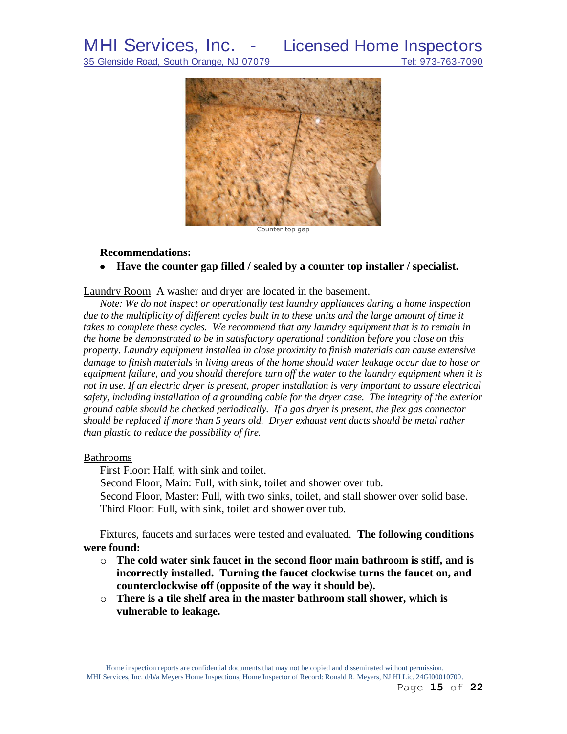Counter top gap

**Recommendations:**

- **Have the counter gap filled / sealed by a counter top installer / specialist.**

Laundry Room  A washer and dryer are located in the basement.

*Note: We do not inspect or operationally test laundry appliances during a home inspection due to the multiplicity of different cycles built in to these units and the large amount of time it takes to complete these cycles. We recommend that any laundry equipment that is to remain in the home be demonstrated to be in satisfactory operational condition before you close on this property. Laundry equipment installed in close proximity to finish materials can cause extensive damage to finish materials in living areas of the home should water leakage occur due to hose or equipment failure, and you should therefore turn off the water to the laundry equipment when it is not in use. If an electric dryer is present, proper installation is very important to assure electrical safety, including installation of a grounding cable for the dryer case. The integrity of the exterior ground cable should be checked periodically. If a gas dryer is present, the flex gas connector should be replaced if more than 5 years old. Dryer exhaust vent ducts should be metal rather than plastic to reduce the possibility of fire.*

Bathrooms

First Floor: Half, with sink and toilet.
Second Floor, Main: Full, with sink, toilet and shower over tub.
Second Floor, Master: Full, with two sinks, toilet, and stall shower over solid base.
Third Floor: Full, with sink, toilet and shower over tub.

Fixtures, faucets and surfaces were tested and evaluated. **The following conditions were found:**

- **The cold water sink faucet in the second floor main bathroom is stiff, and is incorrectly installed. Turning the faucet clockwise turns the faucet on, and counterclockwise off (opposite of the way it should be).**
- **There is a tile shelf area in the master bathroom stall shower, which is vulnerable to leakage.**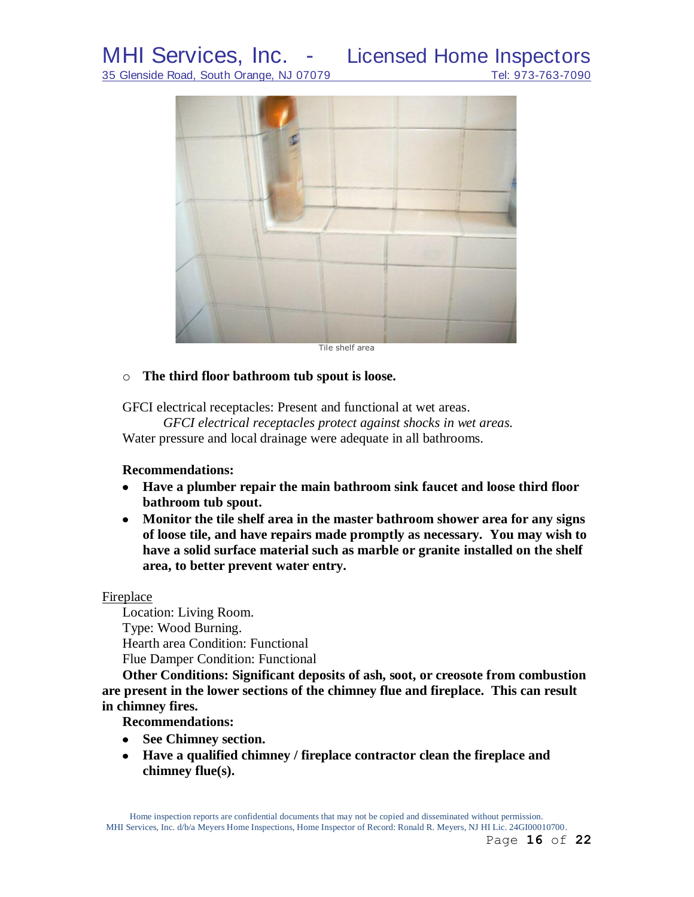Tile shelf area

- **The third floor bathroom tub spout is loose.**

GFCI electrical receptacles: Present and functional at wet areas.

*GFCI electrical receptacles protect against shocks in wet areas.*

Water pressure and local drainage were adequate in all bathrooms.

**Recommendations:**

- **Have a plumber repair the main bathroom sink faucet and loose third floor bathroom tub spout.**
- **Monitor the tile shelf area in the master bathroom shower area for any signs of loose tile, and have repairs made promptly as necessary. You may wish to have a solid surface material such as marble or granite installed on the shelf area, to better prevent water entry.**

Fireplace

Location: Living Room.
Type: Wood Burning.
Hearth area Condition: Functional
Flue Damper Condition: Functional

**Other Conditions: Significant deposits of ash, soot, or creosote from combustion are present in the lower sections of the chimney flue and fireplace. This can result in chimney fires.**

**Recommendations:**

- **See Chimney section.**
- **Have a qualified chimney / fireplace contractor clean the fireplace and chimney flue(s).**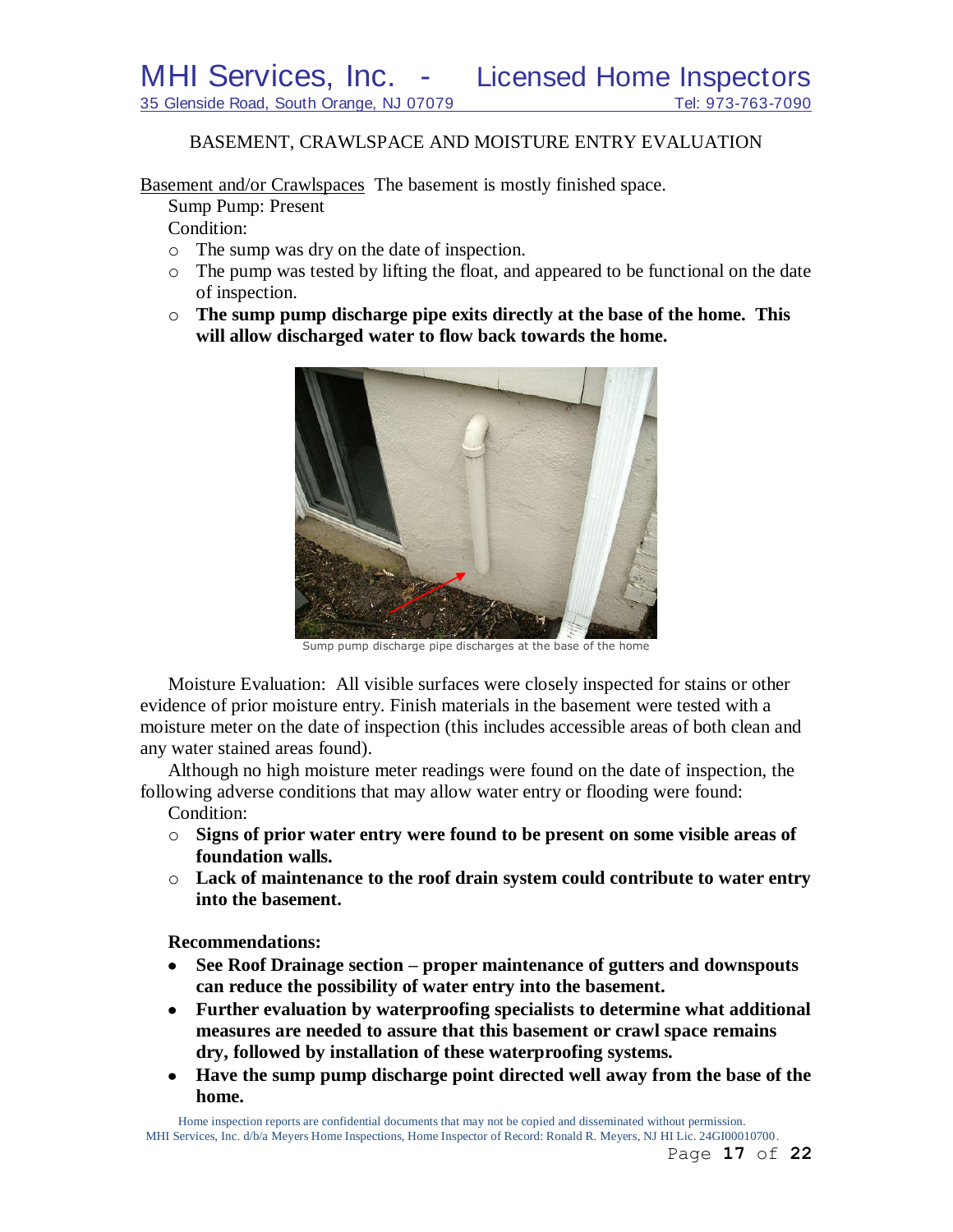## BASEMENT, CRAWLSPACE AND MOISTURE ENTRY EVALUATION

Basement and/or Crawlspaces The basement is mostly finished space.

Sump Pump: Present

Condition:

- The sump was dry on the date of inspection.
- The pump was tested by lifting the float, and appeared to be functional on the date of inspection.
- **The sump pump discharge pipe exits directly at the base of the home. This will allow discharged water to flow back towards the home.**

Sump pump discharge pipe discharges at the base of the home

Moisture Evaluation: All visible surfaces were closely inspected for stains or other evidence of prior moisture entry. Finish materials in the basement were tested with a moisture meter on the date of inspection (this includes accessible areas of both clean and any water stained areas found).

Although no high moisture meter readings were found on the date of inspection, the following adverse conditions that may allow water entry or flooding were found:

Condition:

- **Signs of prior water entry were found to be present on some visible areas of foundation walls.**
- **Lack of maintenance to the roof drain system could contribute to water entry into the basement.**

**Recommendations:**

- **See Roof Drainage section – proper maintenance of gutters and downspouts can reduce the possibility of water entry into the basement.**
- **Further evaluation by waterproofing specialists to determine what additional measures are needed to assure that this basement or crawl space remains dry, followed by installation of these waterproofing systems.**
- **Have the sump pump discharge point directed well away from the base of the home.**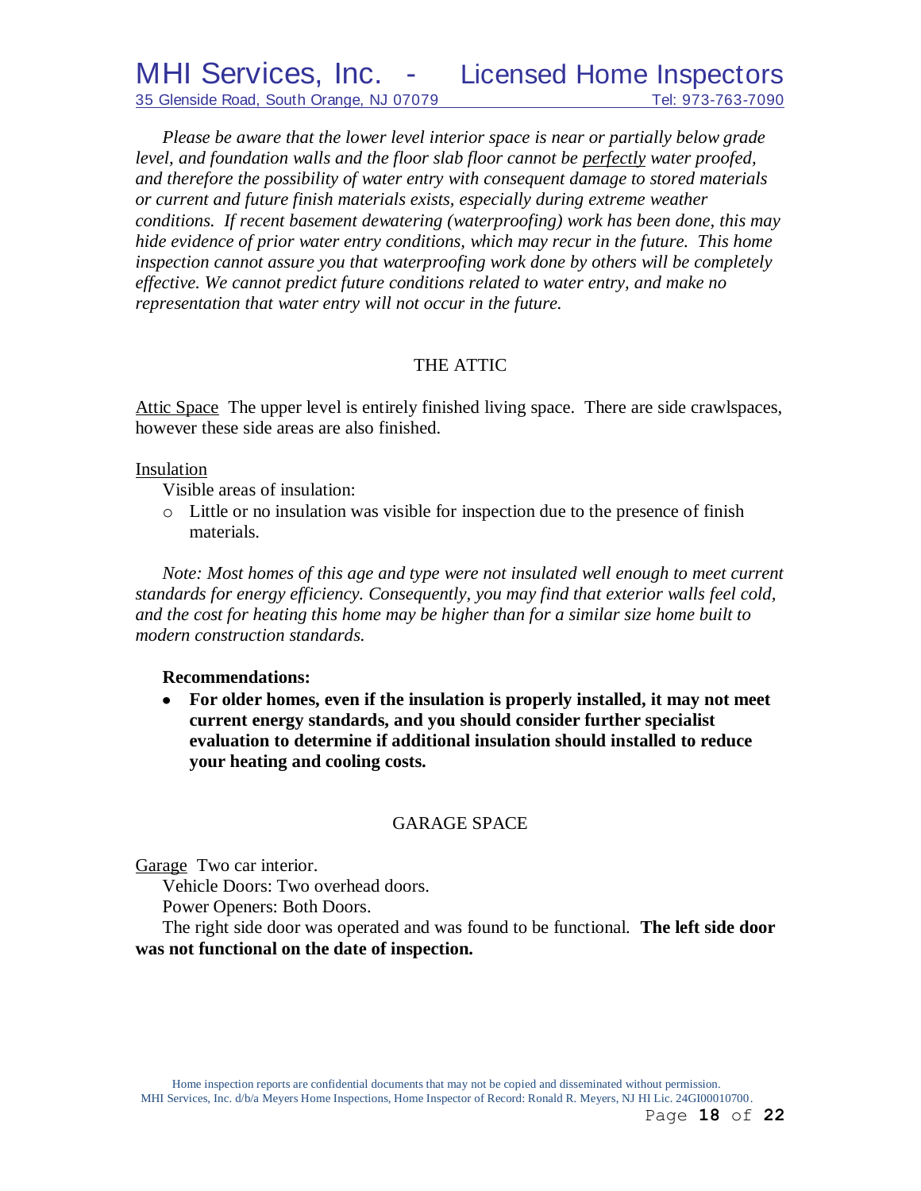*Please be aware that the lower level interior space is near or partially below grade level, and foundation walls and the floor slab floor cannot be <u>perfectly</u> water proofed, and therefore the possibility of water entry with consequent damage to stored materials or current and future finish materials exists, especially during extreme weather conditions. If recent basement dewatering (waterproofing) work has been done, this may hide evidence of prior water entry conditions, which may recur in the future. This home inspection cannot assure you that waterproofing work done by others will be completely effective. We cannot predict future conditions related to water entry, and make no representation that water entry will not occur in the future.*

## THE ATTIC

<u>Attic Space</u> The upper level is entirely finished living space. There are side crawlspaces, however these side areas are also finished.

<u>Insulation</u>

Visible areas of insulation:

- Little or no insulation was visible for inspection due to the presence of finish materials.

*Note: Most homes of this age and type were not insulated well enough to meet current standards for energy efficiency. Consequently, you may find that exterior walls feel cold, and the cost for heating this home may be higher than for a similar size home built to modern construction standards.*

**Recommendations:**

- **For older homes, even if the insulation is properly installed, it may not meet current energy standards, and you should consider further specialist evaluation to determine if additional insulation should installed to reduce your heating and cooling costs.**

## GARAGE SPACE

<u>Garage</u> Two car interior.

Vehicle Doors: Two overhead doors.

Power Openers: Both Doors.

The right side door was operated and was found to be functional. **The left side door was not functional on the date of inspection.**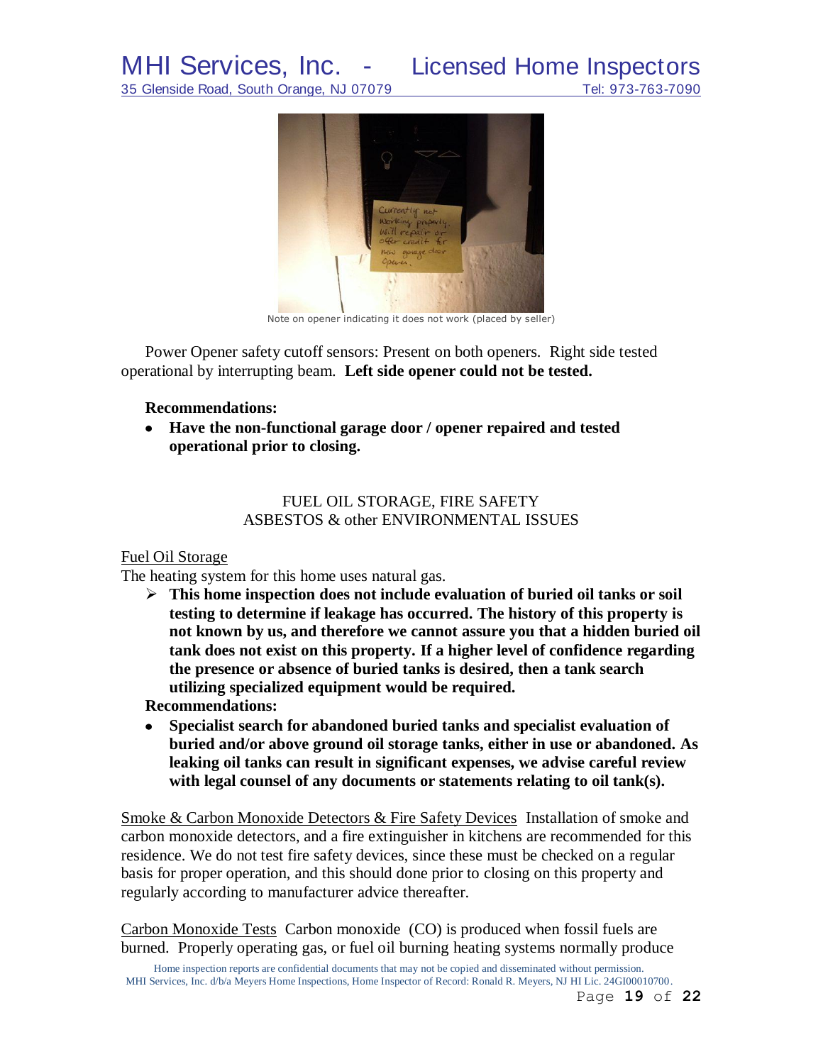Note on opener indicating it does not work (placed by seller)

Power Opener safety cutoff sensors: Present on both openers. Right side tested operational by interrupting beam. **Left side opener could not be tested.**

**Recommendations:**

- **Have the non-functional garage door / opener repaired and tested operational prior to closing.**

## FUEL OIL STORAGE, FIRE SAFETY
## ASBESTOS & other ENVIRONMENTAL ISSUES

<u>Fuel Oil Storage</u>

The heating system for this home uses natural gas.

- **This home inspection does not include evaluation of buried oil tanks or soil testing to determine if leakage has occurred. The history of this property is not known by us, and therefore we cannot assure you that a hidden buried oil tank does not exist on this property. If a higher level of confidence regarding the presence or absence of buried tanks is desired, then a tank search utilizing specialized equipment would be required.**

**Recommendations:**

- **Specialist search for abandoned buried tanks and specialist evaluation of buried and/or above ground oil storage tanks, either in use or abandoned. As leaking oil tanks can result in significant expenses, we advise careful review with legal counsel of any documents or statements relating to oil tank(s).**

<u>Smoke & Carbon Monoxide Detectors & Fire Safety Devices</u> Installation of smoke and carbon monoxide detectors, and a fire extinguisher in kitchens are recommended for this residence. We do not test fire safety devices, since these must be checked on a regular basis for proper operation, and this should done prior to closing on this property and regularly according to manufacturer advice thereafter.

<u>Carbon Monoxide Tests</u> Carbon monoxide (CO) is produced when fossil fuels are burned. Properly operating gas, or fuel oil burning heating systems normally produce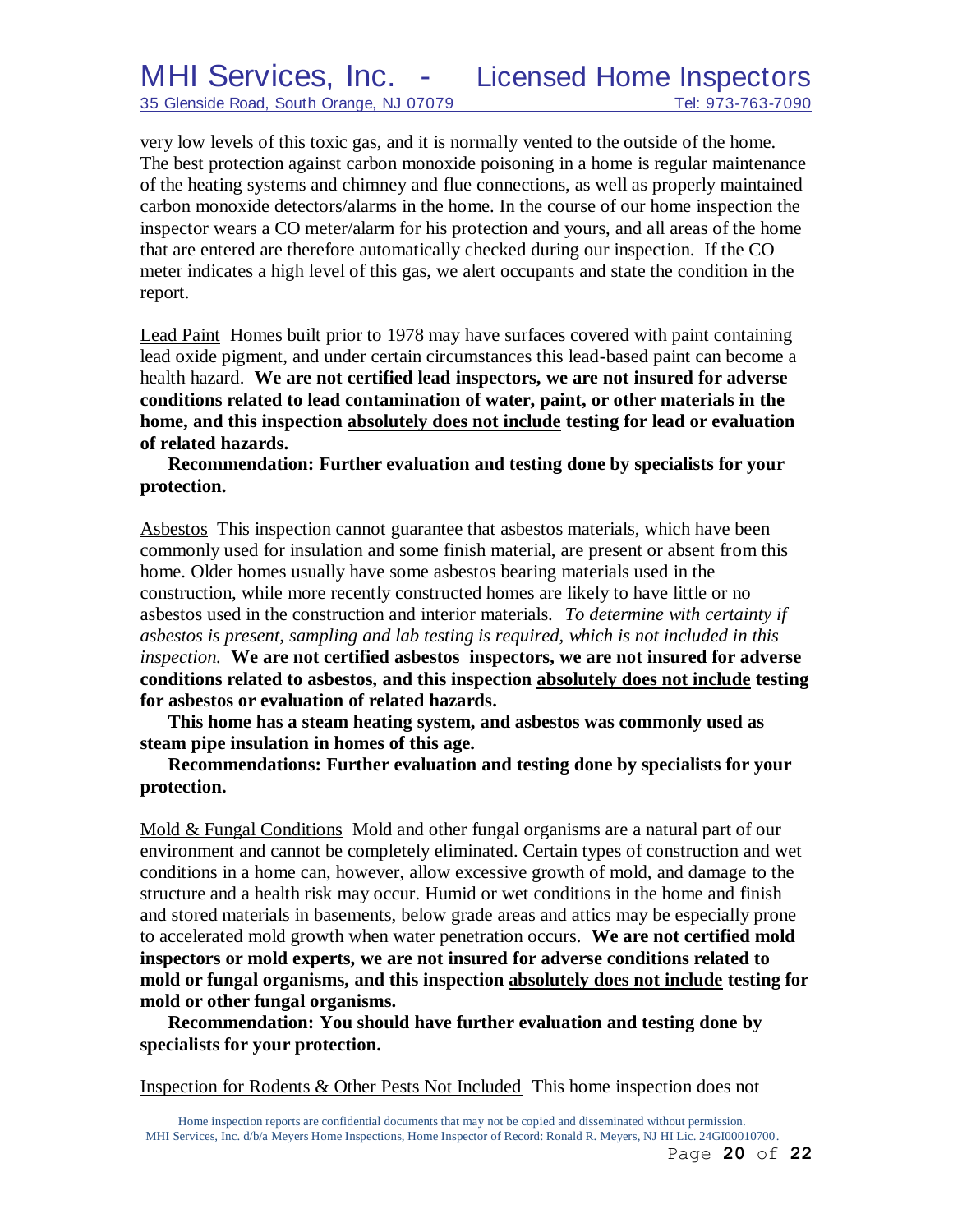very low levels of this toxic gas, and it is normally vented to the outside of the home. The best protection against carbon monoxide poisoning in a home is regular maintenance of the heating systems and chimney and flue connections, as well as properly maintained carbon monoxide detectors/alarms in the home. In the course of our home inspection the inspector wears a CO meter/alarm for his protection and yours, and all areas of the home that are entered are therefore automatically checked during our inspection. If the CO meter indicates a high level of this gas, we alert occupants and state the condition in the report.

<u>Lead Paint</u> Homes built prior to 1978 may have surfaces covered with paint containing lead oxide pigment, and under certain circumstances this lead-based paint can become a health hazard. **We are not certified lead inspectors, we are not insured for adverse conditions related to lead contamination of water, paint, or other materials in the home, and this inspection <u>absolutely does not include</u> testing for lead or evaluation of related hazards.**

**Recommendation: Further evaluation and testing done by specialists for your protection.**

<u>Asbestos</u> This inspection cannot guarantee that asbestos materials, which have been commonly used for insulation and some finish material, are present or absent from this home. Older homes usually have some asbestos bearing materials used in the construction, while more recently constructed homes are likely to have little or no asbestos used in the construction and interior materials. *To determine with certainty if asbestos is present, sampling and lab testing is required, which is not included in this inspection.* **We are not certified asbestos inspectors, we are not insured for adverse conditions related to asbestos, and this inspection <u>absolutely does not include</u> testing for asbestos or evaluation of related hazards.**

**This home has a steam heating system, and asbestos was commonly used as steam pipe insulation in homes of this age.**

**Recommendations: Further evaluation and testing done by specialists for your protection.**

<u>Mold & Fungal Conditions</u> Mold and other fungal organisms are a natural part of our environment and cannot be completely eliminated. Certain types of construction and wet conditions in a home can, however, allow excessive growth of mold, and damage to the structure and a health risk may occur. Humid or wet conditions in the home and finish and stored materials in basements, below grade areas and attics may be especially prone to accelerated mold growth when water penetration occurs. **We are not certified mold inspectors or mold experts, we are not insured for adverse conditions related to mold or fungal organisms, and this inspection <u>absolutely does not include</u> testing for mold or other fungal organisms.**

**Recommendation: You should have further evaluation and testing done by specialists for your protection.**

<u>Inspection for Rodents & Other Pests Not Included</u> This home inspection does not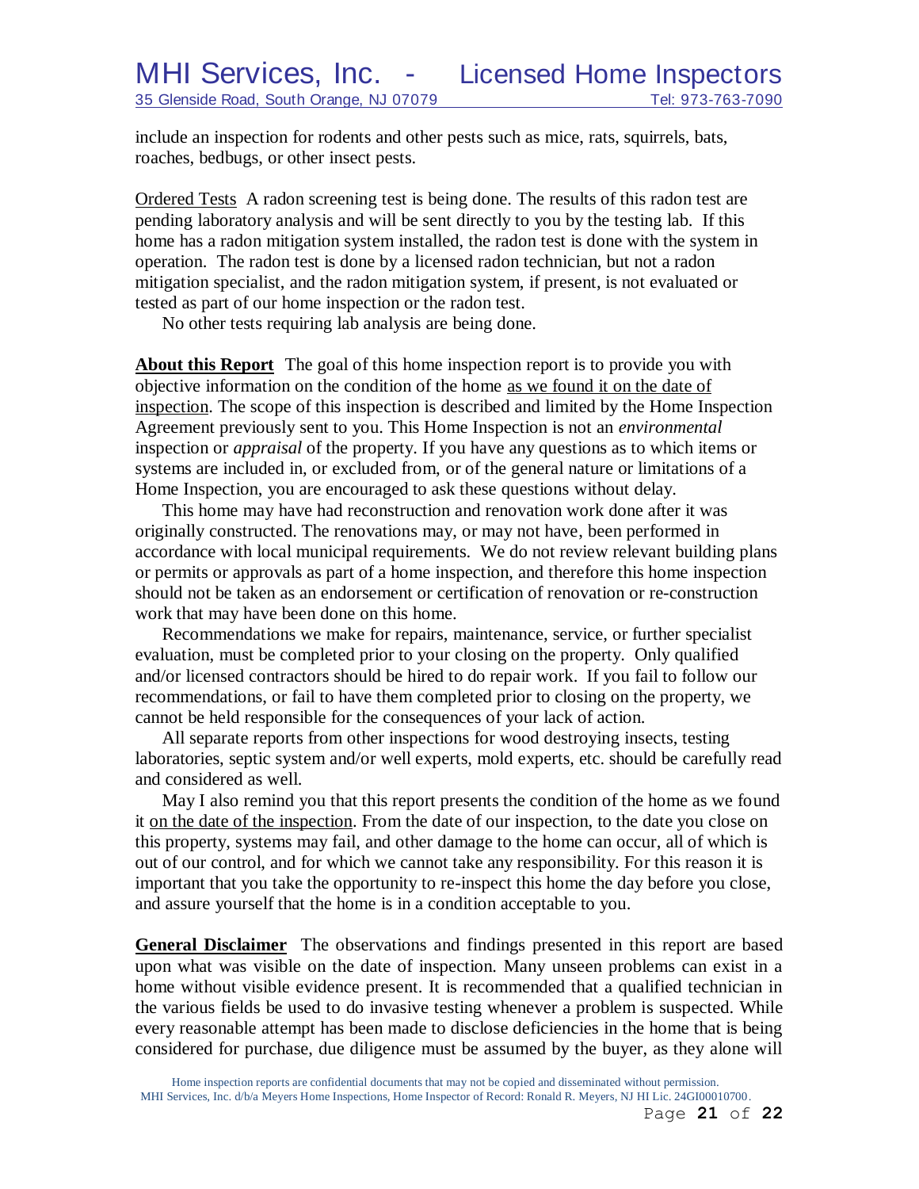include an inspection for rodents and other pests such as mice, rats, squirrels, bats, roaches, bedbugs, or other insect pests.

Ordered Tests A radon screening test is being done. The results of this radon test are pending laboratory analysis and will be sent directly to you by the testing lab. If this home has a radon mitigation system installed, the radon test is done with the system in operation. The radon test is done by a licensed radon technician, but not a radon mitigation specialist, and the radon mitigation system, if present, is not evaluated or tested as part of our home inspection or the radon test.

No other tests requiring lab analysis are being done.

**About this Report** The goal of this home inspection report is to provide you with objective information on the condition of the home as we found it on the date of inspection. The scope of this inspection is described and limited by the Home Inspection Agreement previously sent to you. This Home Inspection is not an *environmental* inspection or *appraisal* of the property. If you have any questions as to which items or systems are included in, or excluded from, or of the general nature or limitations of a Home Inspection, you are encouraged to ask these questions without delay.

This home may have had reconstruction and renovation work done after it was originally constructed. The renovations may, or may not have, been performed in accordance with local municipal requirements. We do not review relevant building plans or permits or approvals as part of a home inspection, and therefore this home inspection should not be taken as an endorsement or certification of renovation or re-construction work that may have been done on this home.

Recommendations we make for repairs, maintenance, service, or further specialist evaluation, must be completed prior to your closing on the property. Only qualified and/or licensed contractors should be hired to do repair work. If you fail to follow our recommendations, or fail to have them completed prior to closing on the property, we cannot be held responsible for the consequences of your lack of action.

All separate reports from other inspections for wood destroying insects, testing laboratories, septic system and/or well experts, mold experts, etc. should be carefully read and considered as well.

May I also remind you that this report presents the condition of the home as we found it on the date of the inspection. From the date of our inspection, to the date you close on this property, systems may fail, and other damage to the home can occur, all of which is out of our control, and for which we cannot take any responsibility. For this reason it is important that you take the opportunity to re-inspect this home the day before you close, and assure yourself that the home is in a condition acceptable to you.

**General Disclaimer** The observations and findings presented in this report are based upon what was visible on the date of inspection. Many unseen problems can exist in a home without visible evidence present. It is recommended that a qualified technician in the various fields be used to do invasive testing whenever a problem is suspected. While every reasonable attempt has been made to disclose deficiencies in the home that is being considered for purchase, due diligence must be assumed by the buyer, as they alone will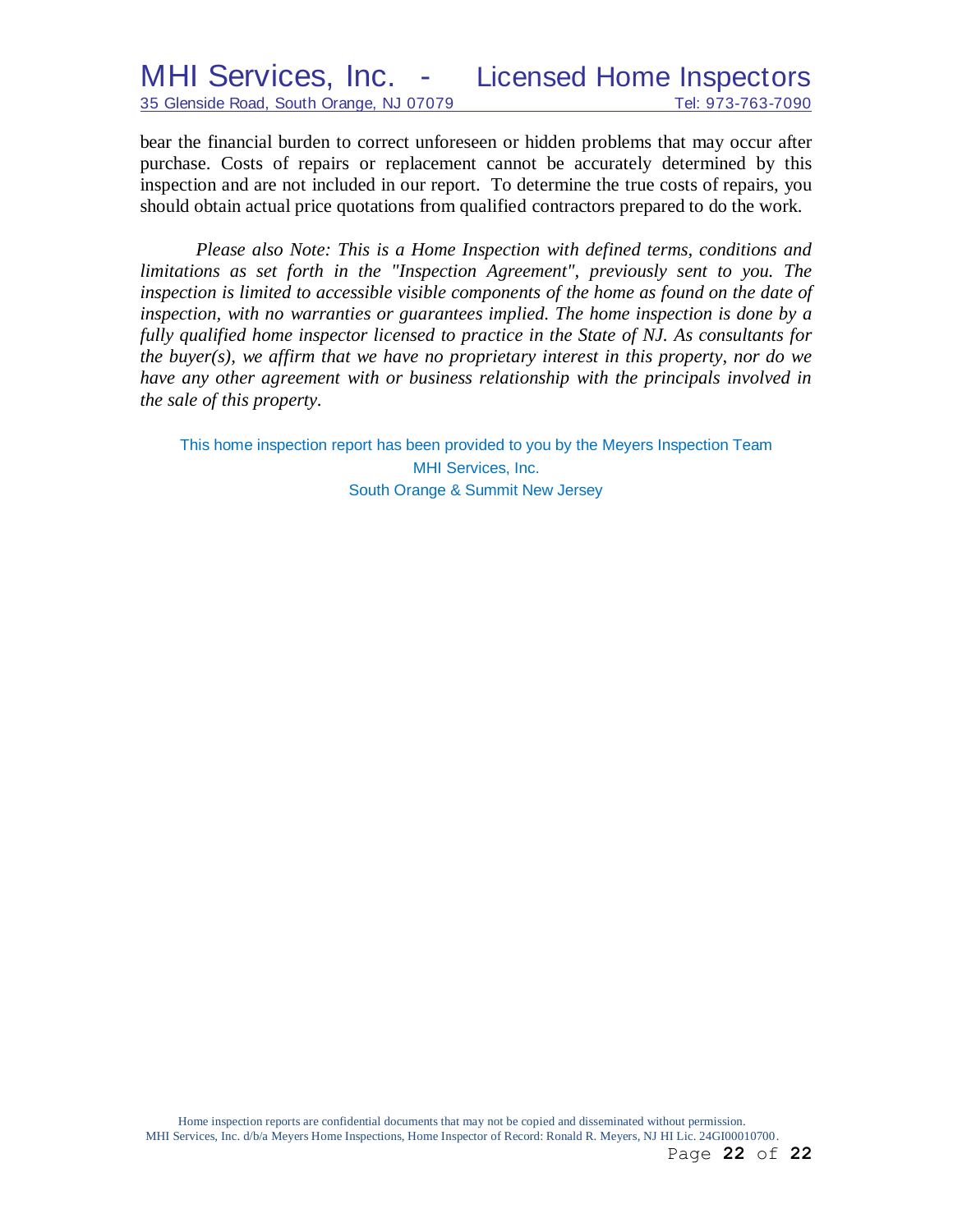bear the financial burden to correct unforeseen or hidden problems that may occur after purchase. Costs of repairs or replacement cannot be accurately determined by this inspection and are not included in our report. To determine the true costs of repairs, you should obtain actual price quotations from qualified contractors prepared to do the work.

*Please also Note: This is a Home Inspection with defined terms, conditions and limitations as set forth in the "Inspection Agreement", previously sent to you. The inspection is limited to accessible visible components of the home as found on the date of inspection, with no warranties or guarantees implied. The home inspection is done by a fully qualified home inspector licensed to practice in the State of NJ. As consultants for the buyer(s), we affirm that we have no proprietary interest in this property, nor do we have any other agreement with or business relationship with the principals involved in the sale of this property.*

This home inspection report has been provided to you by the Meyers Inspection Team
MHI Services, Inc.
South Orange & Summit New Jersey